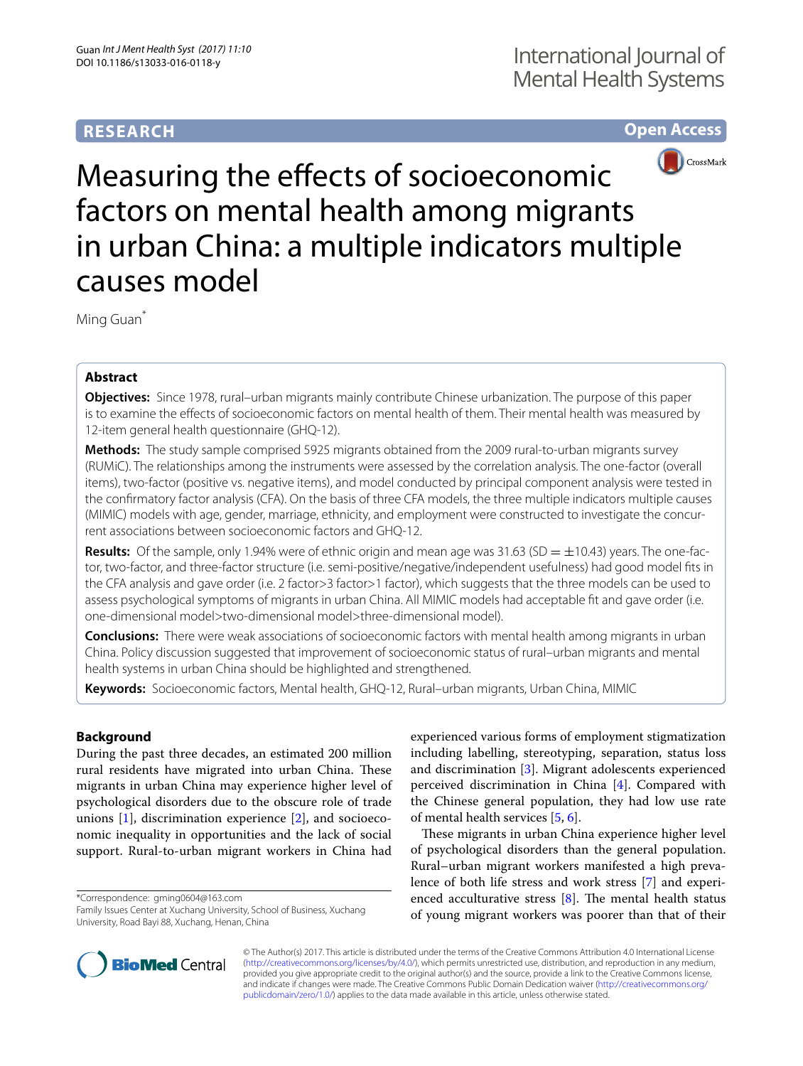RESEARCH

Open Access

# Measuring the effects of socioeconomic factors on mental health among migrants in urban China: a multiple indicators multiple causes model

Ming Guan*

## Abstract

**Objectives:** Since 1978, rural–urban migrants mainly contribute Chinese urbanization. The purpose of this paper is to examine the effects of socioeconomic factors on mental health of them. Their mental health was measured by 12-item general health questionnaire (GHQ-12).

**Methods:** The study sample comprised 5925 migrants obtained from the 2009 rural-to-urban migrants survey (RUMiC). The relationships among the instruments were assessed by the correlation analysis. The one-factor (overall items), two-factor (positive vs. negative items), and model conducted by principal component analysis were tested in the confirmatory factor analysis (CFA). On the basis of three CFA models, the three multiple indicators multiple causes (MIMIC) models with age, gender, marriage, ethnicity, and employment were constructed to investigate the concurrent associations between socioeconomic factors and GHQ-12.

**Results:** Of the sample, only 1.94% were of ethnic origin and mean age was 31.63 (SD = ±10.43) years. The one-factor, two-factor, and three-factor structure (i.e. semi-positive/negative/independent usefulness) had good model fits in the CFA analysis and gave order (i.e. 2 factor>3 factor>1 factor), which suggests that the three models can be used to assess psychological symptoms of migrants in urban China. All MIMIC models had acceptable fit and gave order (i.e. one-dimensional model>two-dimensional model>three-dimensional model).

**Conclusions:** There were weak associations of socioeconomic factors with mental health among migrants in urban China. Policy discussion suggested that improvement of socioeconomic status of rural–urban migrants and mental health systems in urban China should be highlighted and strengthened.

**Keywords:** Socioeconomic factors, Mental health, GHQ-12, Rural–urban migrants, Urban China, MIMIC

## Background

During the past three decades, an estimated 200 million rural residents have migrated into urban China. These migrants in urban China may experience higher level of psychological disorders due to the obscure role of trade unions [1], discrimination experience [2], and socioeconomic inequality in opportunities and the lack of social support. Rural-to-urban migrant workers in China had experienced various forms of employment stigmatization including labelling, stereotyping, separation, status loss and discrimination [3]. Migrant adolescents experienced perceived discrimination in China [4]. Compared with the Chinese general population, they had low use rate of mental health services [5, 6].

These migrants in urban China experience higher level of psychological disorders than the general population. Rural–urban migrant workers manifested a high prevalence of both life stress and work stress [7] and experienced acculturative stress [8]. The mental health status of young migrant workers was poorer than that of their

*Correspondence: gming0604@163.com
Family Issues Center at Xuchang University, School of Business, Xuchang University, Road Bayi 88, Xuchang, Henan, China

© The Author(s) 2017. This article is distributed under the terms of the Creative Commons Attribution 4.0 International License (http://creativecommons.org/licenses/by/4.0/), which permits unrestricted use, distribution, and reproduction in any medium, provided you give appropriate credit to the original author(s) and the source, provide a link to the Creative Commons license, and indicate if changes were made. The Creative Commons Public Domain Dedication waiver (http://creativecommons.org/publicdomain/zero/1.0/) applies to the data made available in this article, unless otherwise stated.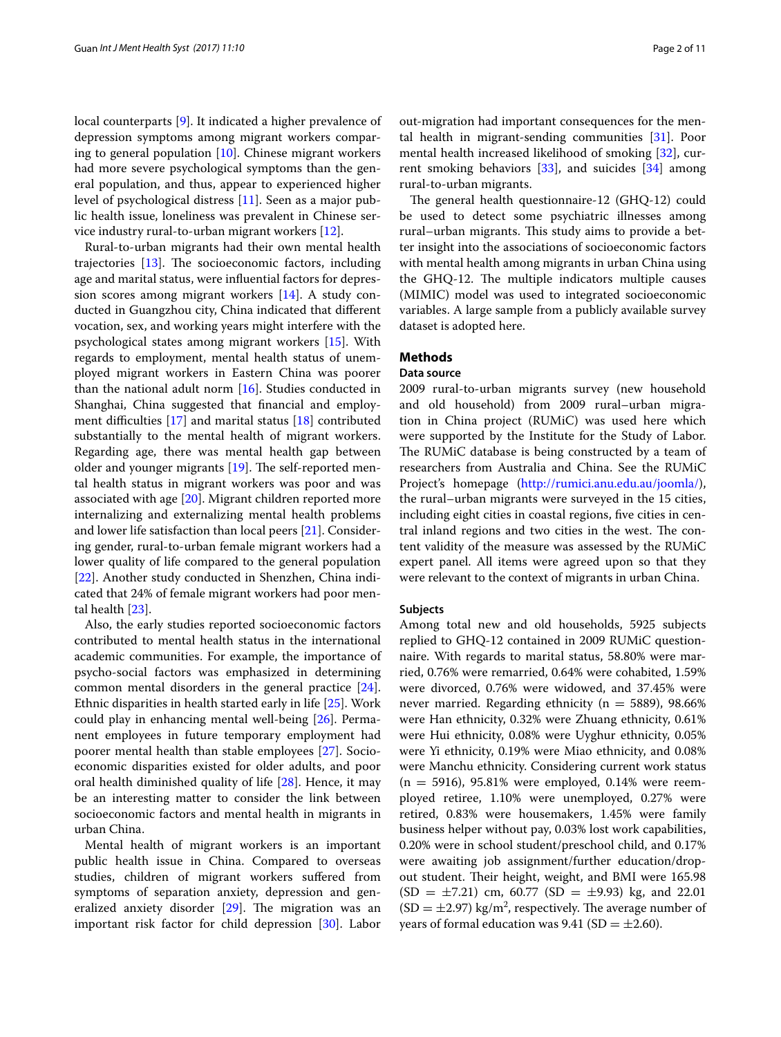local counterparts [9]. It indicated a higher prevalence of depression symptoms among migrant workers comparing to general population [10]. Chinese migrant workers had more severe psychological symptoms than the general population, and thus, appear to experienced higher level of psychological distress [11]. Seen as a major public health issue, loneliness was prevalent in Chinese service industry rural-to-urban migrant workers [12].

Rural-to-urban migrants had their own mental health trajectories [13]. The socioeconomic factors, including age and marital status, were influential factors for depression scores among migrant workers [14]. A study conducted in Guangzhou city, China indicated that different vocation, sex, and working years might interfere with the psychological states among migrant workers [15]. With regards to employment, mental health status of unemployed migrant workers in Eastern China was poorer than the national adult norm [16]. Studies conducted in Shanghai, China suggested that financial and employment difficulties [17] and marital status [18] contributed substantially to the mental health of migrant workers. Regarding age, there was mental health gap between older and younger migrants [19]. The self-reported mental health status in migrant workers was poor and was associated with age [20]. Migrant children reported more internalizing and externalizing mental health problems and lower life satisfaction than local peers [21]. Considering gender, rural-to-urban female migrant workers had a lower quality of life compared to the general population [22]. Another study conducted in Shenzhen, China indicated that 24% of female migrant workers had poor mental health [23].

Also, the early studies reported socioeconomic factors contributed to mental health status in the international academic communities. For example, the importance of psycho-social factors was emphasized in determining common mental disorders in the general practice [24]. Ethnic disparities in health started early in life [25]. Work could play in enhancing mental well-being [26]. Permanent employees in future temporary employment had poorer mental health than stable employees [27]. Socioeconomic disparities existed for older adults, and poor oral health diminished quality of life [28]. Hence, it may be an interesting matter to consider the link between socioeconomic factors and mental health in migrants in urban China.

Mental health of migrant workers is an important public health issue in China. Compared to overseas studies, children of migrant workers suffered from symptoms of separation anxiety, depression and generalized anxiety disorder [29]. The migration was an important risk factor for child depression [30]. Labor out-migration had important consequences for the mental health in migrant-sending communities [31]. Poor mental health increased likelihood of smoking [32], current smoking behaviors [33], and suicides [34] among rural-to-urban migrants.

The general health questionnaire-12 (GHQ-12) could be used to detect some psychiatric illnesses among rural–urban migrants. This study aims to provide a better insight into the associations of socioeconomic factors with mental health among migrants in urban China using the GHQ-12. The multiple indicators multiple causes (MIMIC) model was used to integrated socioeconomic variables. A large sample from a publicly available survey dataset is adopted here.

## Methods

### Data source

2009 rural-to-urban migrants survey (new household and old household) from 2009 rural–urban migration in China project (RUMiC) was used here which were supported by the Institute for the Study of Labor. The RUMiC database is being constructed by a team of researchers from Australia and China. See the RUMiC Project's homepage (http://rumici.anu.edu.au/joomla/), the rural–urban migrants were surveyed in the 15 cities, including eight cities in coastal regions, five cities in central inland regions and two cities in the west. The content validity of the measure was assessed by the RUMiC expert panel. All items were agreed upon so that they were relevant to the context of migrants in urban China.

### Subjects

Among total new and old households, 5925 subjects replied to GHQ-12 contained in 2009 RUMiC questionnaire. With regards to marital status, 58.80% were married, 0.76% were remarried, 0.64% were cohabited, 1.59% were divorced, 0.76% were widowed, and 37.45% were never married. Regarding ethnicity (n = 5889), 98.66% were Han ethnicity, 0.32% were Zhuang ethnicity, 0.61% were Hui ethnicity, 0.08% were Uyghur ethnicity, 0.05% were Yi ethnicity, 0.19% were Miao ethnicity, and 0.08% were Manchu ethnicity. Considering current work status (n = 5916), 95.81% were employed, 0.14% were reemployed retiree, 1.10% were unemployed, 0.27% were retired, 0.83% were housemakers, 1.45% were family business helper without pay, 0.03% lost work capabilities, 0.20% were in school student/preschool child, and 0.17% were awaiting job assignment/further education/dropout student. Their height, weight, and BMI were 165.98 (SD = ±7.21) cm, 60.77 (SD = ±9.93) kg, and 22.01 (SD = ±2.97) kg/$m^2$, respectively. The average number of years of formal education was 9.41 (SD = ±2.60).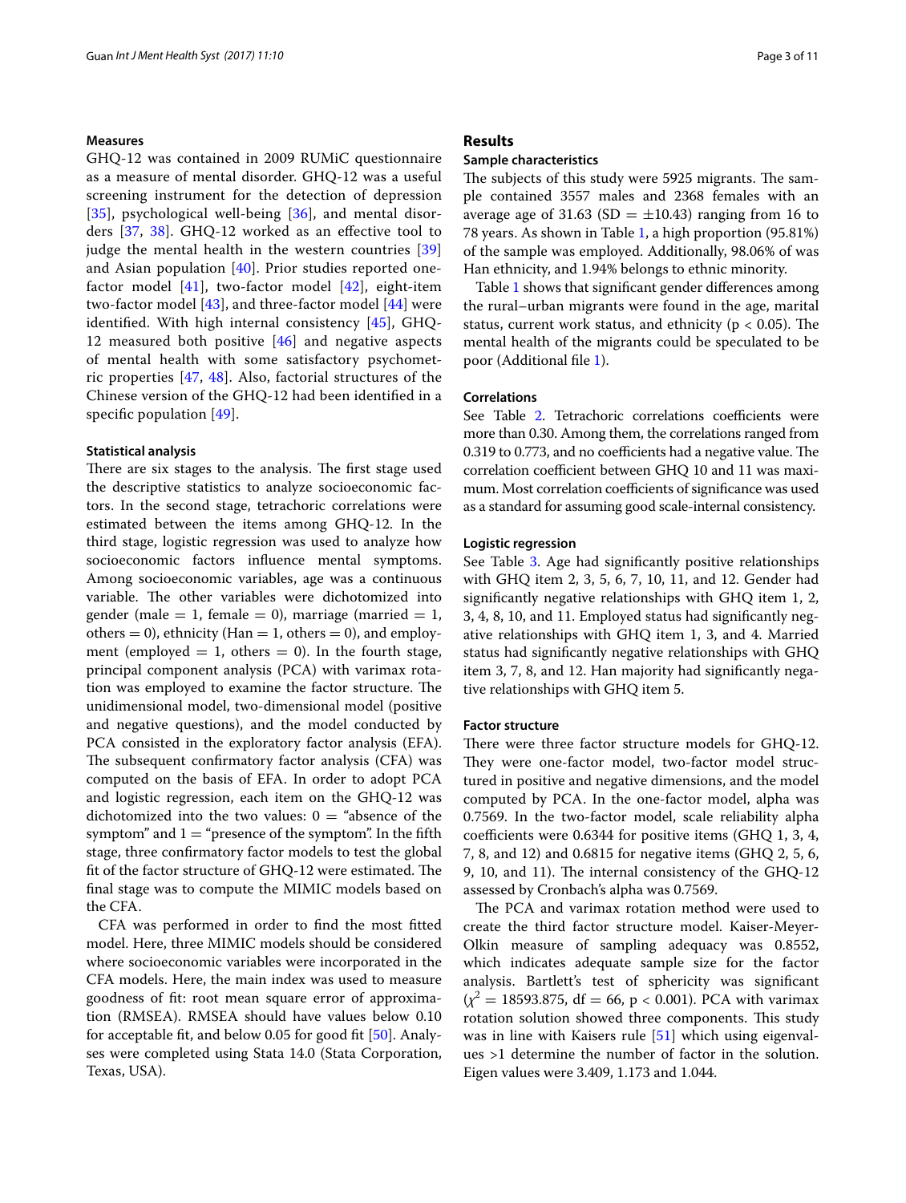### Measures

GHQ-12 was contained in 2009 RUMiC questionnaire as a measure of mental disorder. GHQ-12 was a useful screening instrument for the detection of depression [35], psychological well-being [36], and mental disorders [37, 38]. GHQ-12 worked as an effective tool to judge the mental health in the western countries [39] and Asian population [40]. Prior studies reported one-factor model [41], two-factor model [42], eight-item two-factor model [43], and three-factor model [44] were identified. With high internal consistency [45], GHQ-12 measured both positive [46] and negative aspects of mental health with some satisfactory psychometric properties [47, 48]. Also, factorial structures of the Chinese version of the GHQ-12 had been identified in a specific population [49].

### Statistical analysis

There are six stages to the analysis. The first stage used the descriptive statistics to analyze socioeconomic factors. In the second stage, tetrachoric correlations were estimated between the items among GHQ-12. In the third stage, logistic regression was used to analyze how socioeconomic factors influence mental symptoms. Among socioeconomic variables, age was a continuous variable. The other variables were dichotomized into gender (male = 1, female = 0), marriage (married = 1, others = 0), ethnicity (Han = 1, others = 0), and employment (employed = 1, others = 0). In the fourth stage, principal component analysis (PCA) with varimax rotation was employed to examine the factor structure. The unidimensional model, two-dimensional model (positive and negative questions), and the model conducted by PCA consisted in the exploratory factor analysis (EFA). The subsequent confirmatory factor analysis (CFA) was computed on the basis of EFA. In order to adopt PCA and logistic regression, each item on the GHQ-12 was dichotomized into the two values: 0 = "absence of the symptom" and 1 = "presence of the symptom". In the fifth stage, three confirmatory factor models to test the global fit of the factor structure of GHQ-12 were estimated. The final stage was to compute the MIMIC models based on the CFA.

CFA was performed in order to find the most fitted model. Here, three MIMIC models should be considered where socioeconomic variables were incorporated in the CFA models. Here, the main index was used to measure goodness of fit: root mean square error of approximation (RMSEA). RMSEA should have values below 0.10 for acceptable fit, and below 0.05 for good fit [50]. Analyses were completed using Stata 14.0 (Stata Corporation, Texas, USA).

## Results

### Sample characteristics

The subjects of this study were 5925 migrants. The sample contained 3557 males and 2368 females with an average age of 31.63 (SD = ±10.43) ranging from 16 to 78 years. As shown in Table 1, a high proportion (95.81%) of the sample was employed. Additionally, 98.06% of was Han ethnicity, and 1.94% belongs to ethnic minority.

Table 1 shows that significant gender differences among the rural–urban migrants were found in the age, marital status, current work status, and ethnicity ($p < 0.05$). The mental health of the migrants could be speculated to be poor (Additional file 1).

### Correlations

See Table 2. Tetrachoric correlations coefficients were more than 0.30. Among them, the correlations ranged from 0.319 to 0.773, and no coefficients had a negative value. The correlation coefficient between GHQ 10 and 11 was maximum. Most correlation coefficients of significance was used as a standard for assuming good scale-internal consistency.

### Logistic regression

See Table 3. Age had significantly positive relationships with GHQ item 2, 3, 5, 6, 7, 10, 11, and 12. Gender had significantly negative relationships with GHQ item 1, 2, 3, 4, 8, 10, and 11. Employed status had significantly negative relationships with GHQ item 1, 3, and 4. Married status had significantly negative relationships with GHQ item 3, 7, 8, and 12. Han majority had significantly negative relationships with GHQ item 5.

### Factor structure

There were three factor structure models for GHQ-12. They were one-factor model, two-factor model structured in positive and negative dimensions, and the model computed by PCA. In the one-factor model, alpha was 0.7569. In the two-factor model, scale reliability alpha coefficients were 0.6344 for positive items (GHQ 1, 3, 4, 7, 8, and 12) and 0.6815 for negative items (GHQ 2, 5, 6, 9, 10, and 11). The internal consistency of the GHQ-12 assessed by Cronbach's alpha was 0.7569.

The PCA and varimax rotation method were used to create the third factor structure model. Kaiser-Meyer-Olkin measure of sampling adequacy was 0.8552, which indicates adequate sample size for the factor analysis. Bartlett's test of sphericity was significant ($\chi^2 = 18593.875$, df = 66, $p < 0.001$). PCA with varimax rotation solution showed three components. This study was in line with Kaisers rule [51] which using eigenvalues >1 determine the number of factor in the solution. Eigen values were 3.409, 1.173 and 1.044.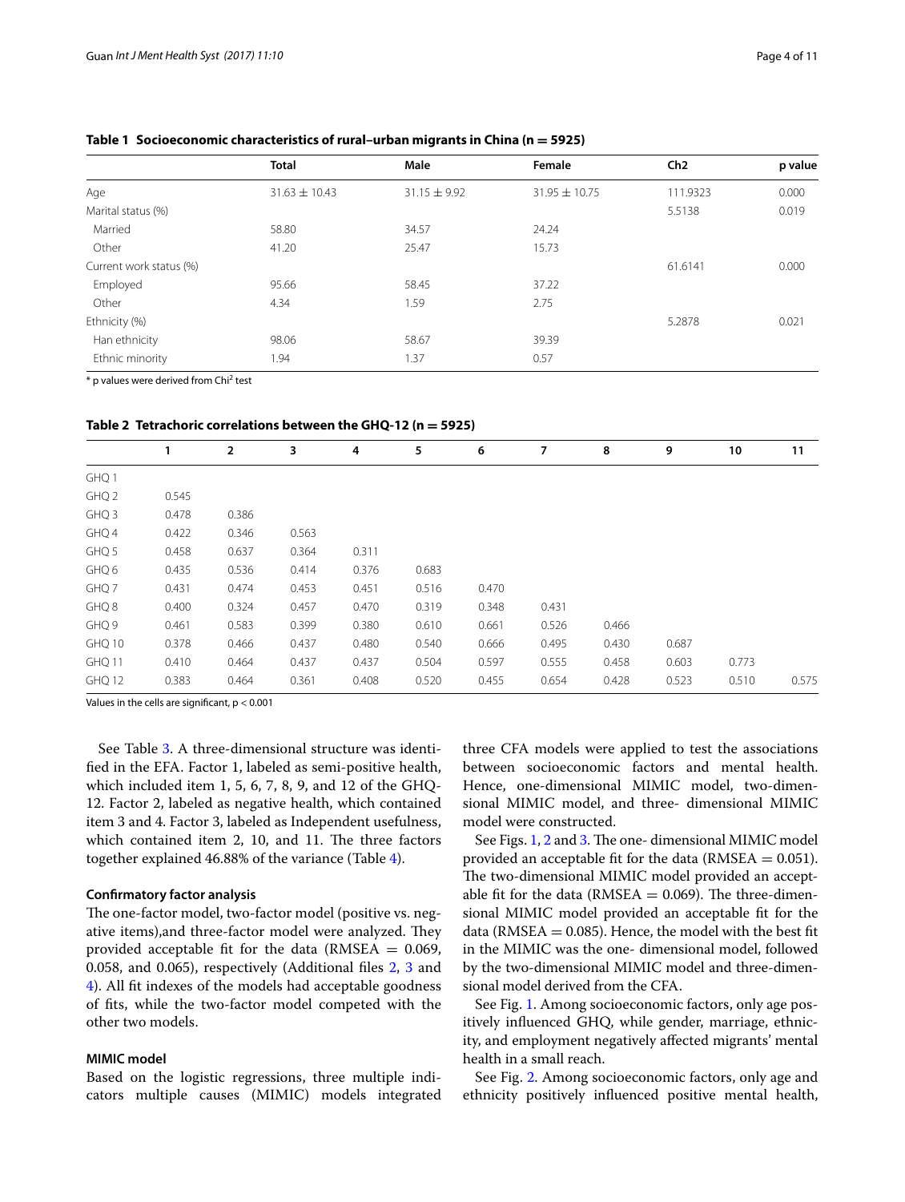**Table 1 Socioeconomic characteristics of rural–urban migrants in China (n = 5925)**

| | Total | Male | Female | Ch2 | p value |
|---|---|---|---|---|---|
| Age | 31.63 ± 10.43 | 31.15 ± 9.92 | 31.95 ± 10.75 | 111.9323 | 0.000 |
| Marital status (%) | | | | 5.5138 | 0.019 |
| Married | 58.80 | 34.57 | 24.24 | | |
| Other | 41.20 | 25.47 | 15.73 | | |
| Current work status (%) | | | | 61.6141 | 0.000 |
| Employed | 95.66 | 58.45 | 37.22 | | |
| Other | 4.34 | 1.59 | 2.75 | | |
| Ethnicity (%) | | | | 5.2878 | 0.021 |
| Han ethnicity | 98.06 | 58.67 | 39.39 | | |
| Ethnic minority | 1.94 | 1.37 | 0.57 | | |

\* p values were derived from $Chi^2$ test

**Table 2 Tetrachoric correlations between the GHQ-12 (n = 5925)**

| | 1 | 2 | 3 | 4 | 5 | 6 | 7 | 8 | 9 | 10 | 11 |
|---|---|---|---|---|---|---|---|---|---|---|---|
| GHQ 1 | | | | | | | | | | | |
| GHQ 2 | 0.545 | | | | | | | | | | |
| GHQ 3 | 0.478 | 0.386 | | | | | | | | | |
| GHQ 4 | 0.422 | 0.346 | 0.563 | | | | | | | | |
| GHQ 5 | 0.458 | 0.637 | 0.364 | 0.311 | | | | | | | |
| GHQ 6 | 0.435 | 0.536 | 0.414 | 0.376 | 0.683 | | | | | | |
| GHQ 7 | 0.431 | 0.474 | 0.453 | 0.451 | 0.516 | 0.470 | | | | | |
| GHQ 8 | 0.400 | 0.324 | 0.457 | 0.470 | 0.319 | 0.348 | 0.431 | | | | |
| GHQ 9 | 0.461 | 0.583 | 0.399 | 0.380 | 0.610 | 0.661 | 0.526 | 0.466 | | | |
| GHQ 10 | 0.378 | 0.466 | 0.437 | 0.480 | 0.540 | 0.666 | 0.495 | 0.430 | 0.687 | | |
| GHQ 11 | 0.410 | 0.464 | 0.437 | 0.437 | 0.504 | 0.597 | 0.555 | 0.458 | 0.603 | 0.773 | |
| GHQ 12 | 0.383 | 0.464 | 0.361 | 0.408 | 0.520 | 0.455 | 0.654 | 0.428 | 0.523 | 0.510 | 0.575 |

Values in the cells are significant, $p < 0.001$

See Table 3. A three-dimensional structure was identified in the EFA. Factor 1, labeled as semi-positive health, which included item 1, 5, 6, 7, 8, 9, and 12 of the GHQ-12. Factor 2, labeled as negative health, which contained item 3 and 4. Factor 3, labeled as Independent usefulness, which contained item 2, 10, and 11. The three factors together explained 46.88% of the variance (Table 4).

#### Confirmatory factor analysis

The one-factor model, two-factor model (positive vs. negative items),and three-factor model were analyzed. They provided acceptable fit for the data (RMSEA = 0.069, 0.058, and 0.065), respectively (Additional files 2, 3 and 4). All fit indexes of the models had acceptable goodness of fits, while the two-factor model competed with the other two models.

#### MIMIC model

Based on the logistic regressions, three multiple indicators multiple causes (MIMIC) models integrated three CFA models were applied to test the associations between socioeconomic factors and mental health. Hence, one-dimensional MIMIC model, two-dimensional MIMIC model, and three- dimensional MIMIC model were constructed.

See Figs. 1, 2 and 3. The one- dimensional MIMIC model provided an acceptable fit for the data (RMSEA = 0.051). The two-dimensional MIMIC model provided an acceptable fit for the data (RMSEA = 0.069). The three-dimensional MIMIC model provided an acceptable fit for the data (RMSEA = 0.085). Hence, the model with the best fit in the MIMIC was the one- dimensional model, followed by the two-dimensional MIMIC model and three-dimensional model derived from the CFA.

See Fig. 1. Among socioeconomic factors, only age positively influenced GHQ, while gender, marriage, ethnicity, and employment negatively affected migrants' mental health in a small reach.

See Fig. 2. Among socioeconomic factors, only age and ethnicity positively influenced positive mental health,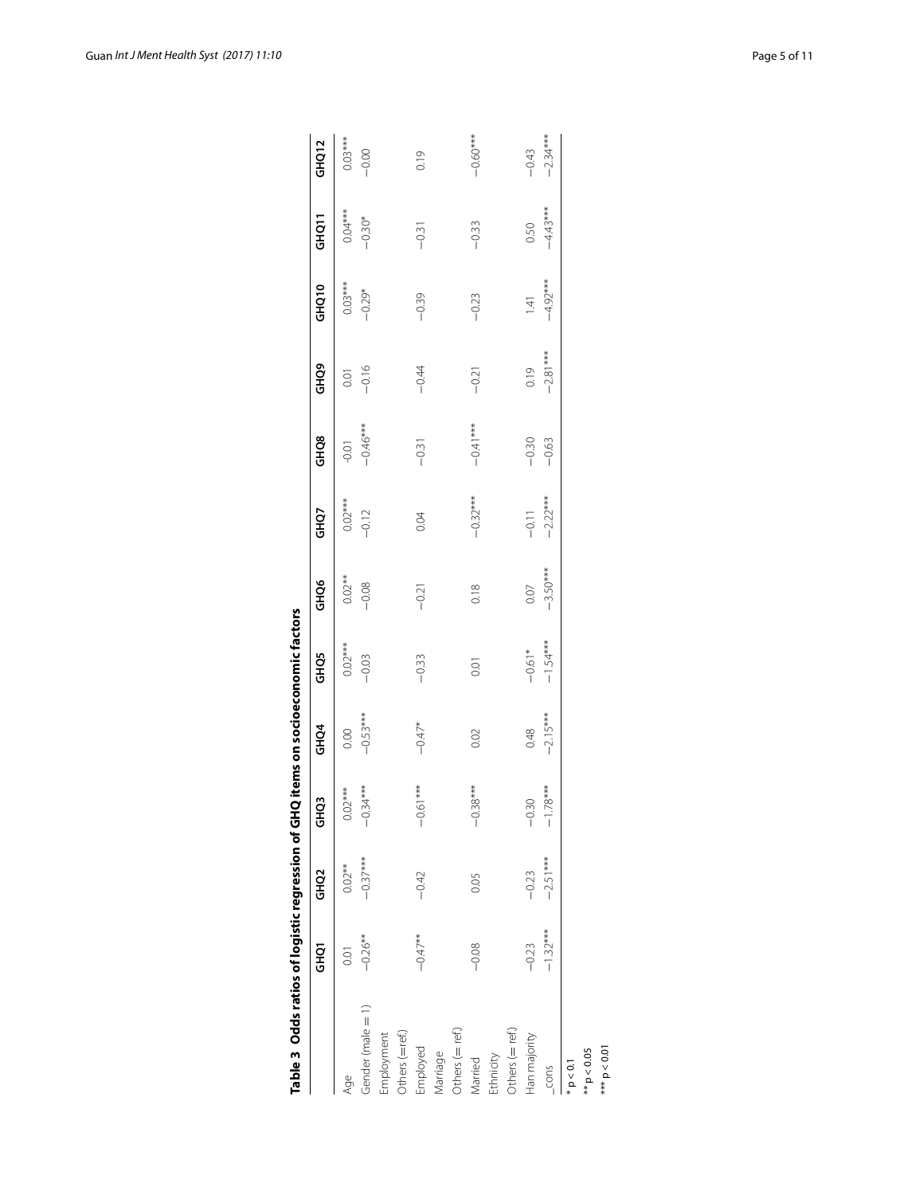**Table 3 Odds ratios of logistic regression of GHQ items on socioeconomic factors**

| | GHQ1 | GHQ2 | GHQ3 | GHQ4 | GHQ5 | GHQ6 | GHQ7 | GHQ8 | GHQ9 | GHQ10 | GHQ11 | GHQ12 |
|---|---|---|---|---|---|---|---|---|---|---|---|---|
| Age | 0.01 | 0.02** | 0.02*** | 0.00 | 0.02*** | 0.02** | 0.02*** | -0.01 | 0.01 | 0.03*** | 0.04*** | 0.03*** |
| Gender (male = 1) | −0.26** | −0.37*** | −0.34*** | −0.53*** | −0.03 | −0.08 | −0.12 | −0.46*** | −0.16 | −0.29* | −0.30* | −0.00 |
| Employment | | | | | | | | | | | | |
| Others (=ref.) | | | | | | | | | | | | |
| Employed | −0.47** | −0.42 | −0.61*** | −0.47* | −0.33 | −0.21 | 0.04 | −0.31 | −0.44 | −0.39 | −0.31 | 0.19 |
| Marriage | | | | | | | | | | | | |
| Others (= ref.) | | | | | | | | | | | | |
| Married | −0.08 | 0.05 | −0.38*** | 0.02 | 0.01 | 0.18 | −0.32*** | −0.41*** | −0.21 | −0.23 | −0.33 | −0.60*** |
| Ethnicity | | | | | | | | | | | | |
| Others (= ref.) | | | | | | | | | | | | |
| Han majority | −0.23 | −0.23 | −0.30 | 0.48 | −0.61* | 0.07 | −0.11 | −0.30 | 0.19 | 1.41 | 0.50 | −0.43 |
| _cons | −1.32*** | −2.51*** | −1.78*** | −2.15*** | −1.54*** | −3.50*** | −2.22*** | −0.63 | −2.81*** | −4.92*** | −4.43*** | −2.34*** |

\* $p < 0.1$

\*\* $p < 0.05$

\*\*\* $p < 0.01$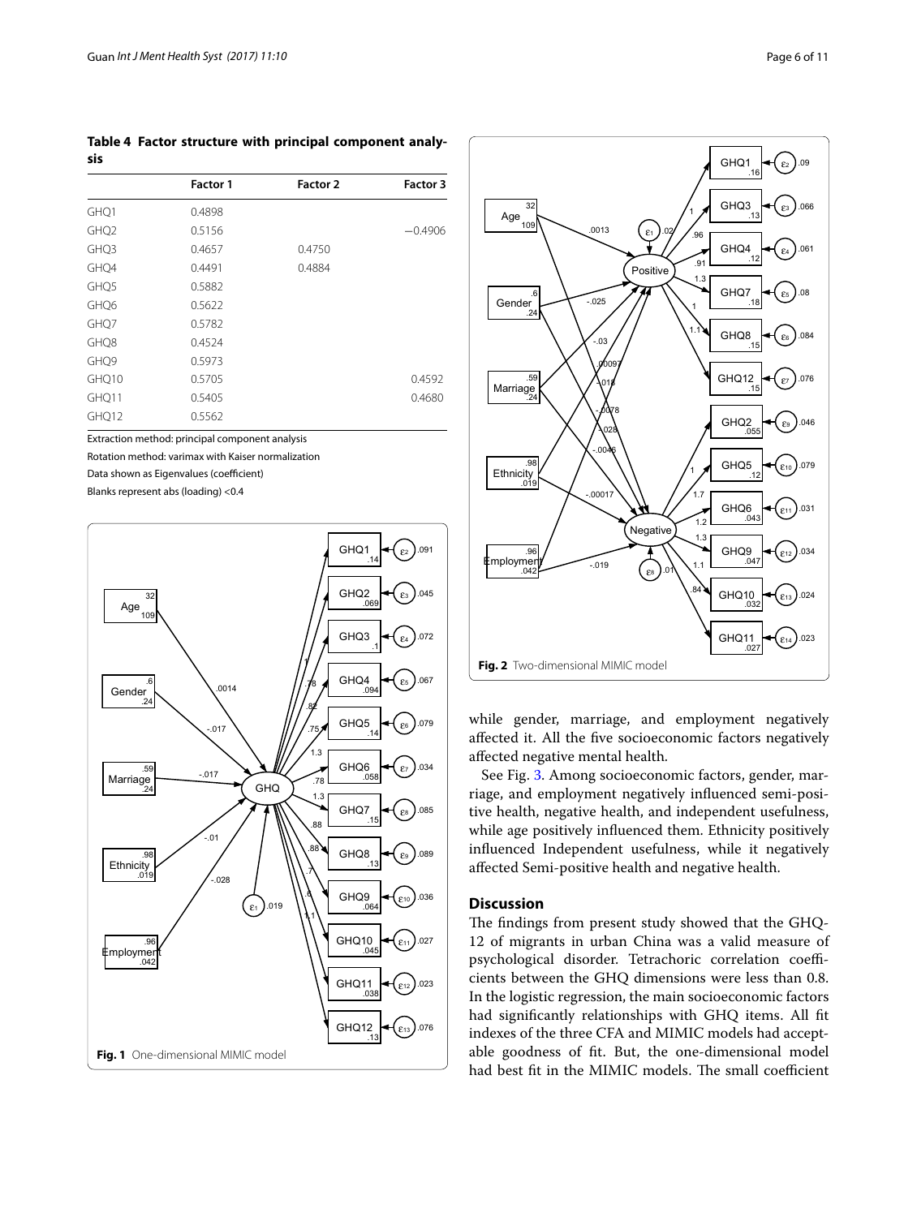**Table 4 Factor structure with principal component analysis**

| | Factor 1 | Factor 2 | Factor 3 |
|---|---|---|---|
| GHQ1 | 0.4898 | | |
| GHQ2 | 0.5156 | | −0.4906 |
| GHQ3 | 0.4657 | 0.4750 | |
| GHQ4 | 0.4491 | 0.4884 | |
| GHQ5 | 0.5882 | | |
| GHQ6 | 0.5622 | | |
| GHQ7 | 0.5782 | | |
| GHQ8 | 0.4524 | | |
| GHQ9 | 0.5973 | | |
| GHQ10 | 0.5705 | | 0.4592 |
| GHQ11 | 0.5405 | | 0.4680 |
| GHQ12 | 0.5562 | | |

Extraction method: principal component analysis

Rotation method: varimax with Kaiser normalization

Data shown as Eigenvalues (coefficient)

Blanks represent abs (loading) <0.4

**Fig. 1** One-dimensional MIMIC model

**Fig. 2** Two-dimensional MIMIC model

while gender, marriage, and employment negatively affected it. All the five socioeconomic factors negatively affected negative mental health.

See Fig. 3. Among socioeconomic factors, gender, marriage, and employment negatively influenced semi-positive health, negative health, and independent usefulness, while age positively influenced them. Ethnicity positively influenced Independent usefulness, while it negatively affected Semi-positive health and negative health.

## Discussion

The findings from present study showed that the GHQ-12 of migrants in urban China was a valid measure of psychological disorder. Tetrachoric correlation coefficients between the GHQ dimensions were less than 0.8. In the logistic regression, the main socioeconomic factors had significantly relationships with GHQ items. All fit indexes of the three CFA and MIMIC models had acceptable goodness of fit. But, the one-dimensional model had best fit in the MIMIC models. The small coefficient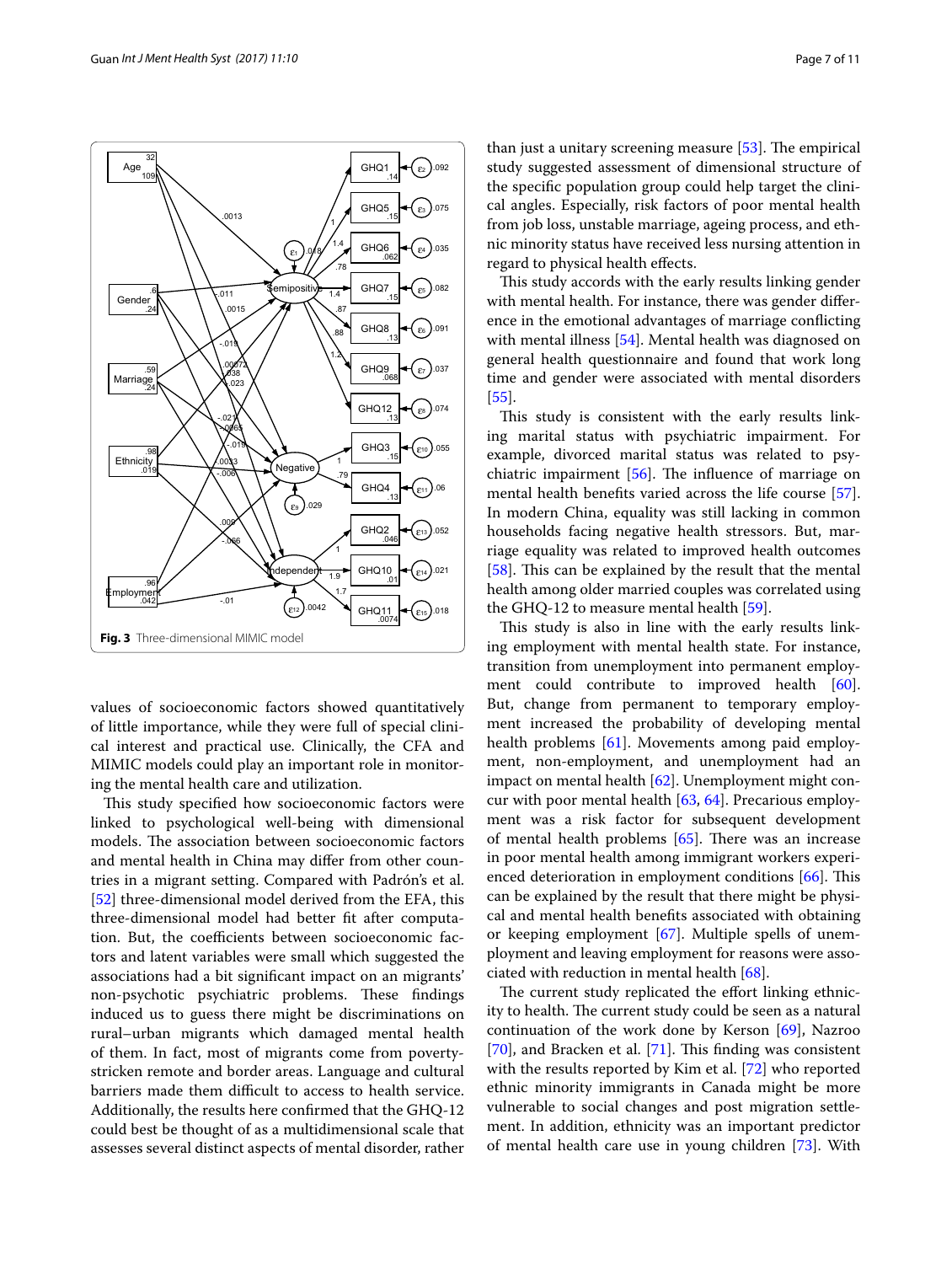Fig. 3 Three-dimensional MIMIC model

values of socioeconomic factors showed quantitatively of little importance, while they were full of special clinical interest and practical use. Clinically, the CFA and MIMIC models could play an important role in monitoring the mental health care and utilization.

This study specified how socioeconomic factors were linked to psychological well-being with dimensional models. The association between socioeconomic factors and mental health in China may differ from other countries in a migrant setting. Compared with Padrón's et al. [52] three-dimensional model derived from the EFA, this three-dimensional model had better fit after computation. But, the coefficients between socioeconomic factors and latent variables were small which suggested the associations had a bit significant impact on an migrants' non-psychotic psychiatric problems. These findings induced us to guess there might be discriminations on rural–urban migrants which damaged mental health of them. In fact, most of migrants come from poverty-stricken remote and border areas. Language and cultural barriers made them difficult to access to health service. Additionally, the results here confirmed that the GHQ-12 could best be thought of as a multidimensional scale that assesses several distinct aspects of mental disorder, rather than just a unitary screening measure [53]. The empirical study suggested assessment of dimensional structure of the specific population group could help target the clinical angles. Especially, risk factors of poor mental health from job loss, unstable marriage, ageing process, and ethnic minority status have received less nursing attention in regard to physical health effects.

This study accords with the early results linking gender with mental health. For instance, there was gender difference in the emotional advantages of marriage conflicting with mental illness [54]. Mental health was diagnosed on general health questionnaire and found that work long time and gender were associated with mental disorders [55].

This study is consistent with the early results linking marital status with psychiatric impairment. For example, divorced marital status was related to psychiatric impairment [56]. The influence of marriage on mental health benefits varied across the life course [57]. In modern China, equality was still lacking in common households facing negative health stressors. But, marriage equality was related to improved health outcomes [58]. This can be explained by the result that the mental health among older married couples was correlated using the GHQ-12 to measure mental health [59].

This study is also in line with the early results linking employment with mental health state. For instance, transition from unemployment into permanent employment could contribute to improved health [60]. But, change from permanent to temporary employment increased the probability of developing mental health problems [61]. Movements among paid employment, non-employment, and unemployment had an impact on mental health [62]. Unemployment might concur with poor mental health [63, 64]. Precarious employment was a risk factor for subsequent development of mental health problems [65]. There was an increase in poor mental health among immigrant workers experienced deterioration in employment conditions [66]. This can be explained by the result that there might be physical and mental health benefits associated with obtaining or keeping employment [67]. Multiple spells of unemployment and leaving employment for reasons were associated with reduction in mental health [68].

The current study replicated the effort linking ethnicity to health. The current study could be seen as a natural continuation of the work done by Kerson [69], Nazroo [70], and Bracken et al. [71]. This finding was consistent with the results reported by Kim et al. [72] who reported ethnic minority immigrants in Canada might be more vulnerable to social changes and post migration settlement. In addition, ethnicity was an important predictor of mental health care use in young children [73]. With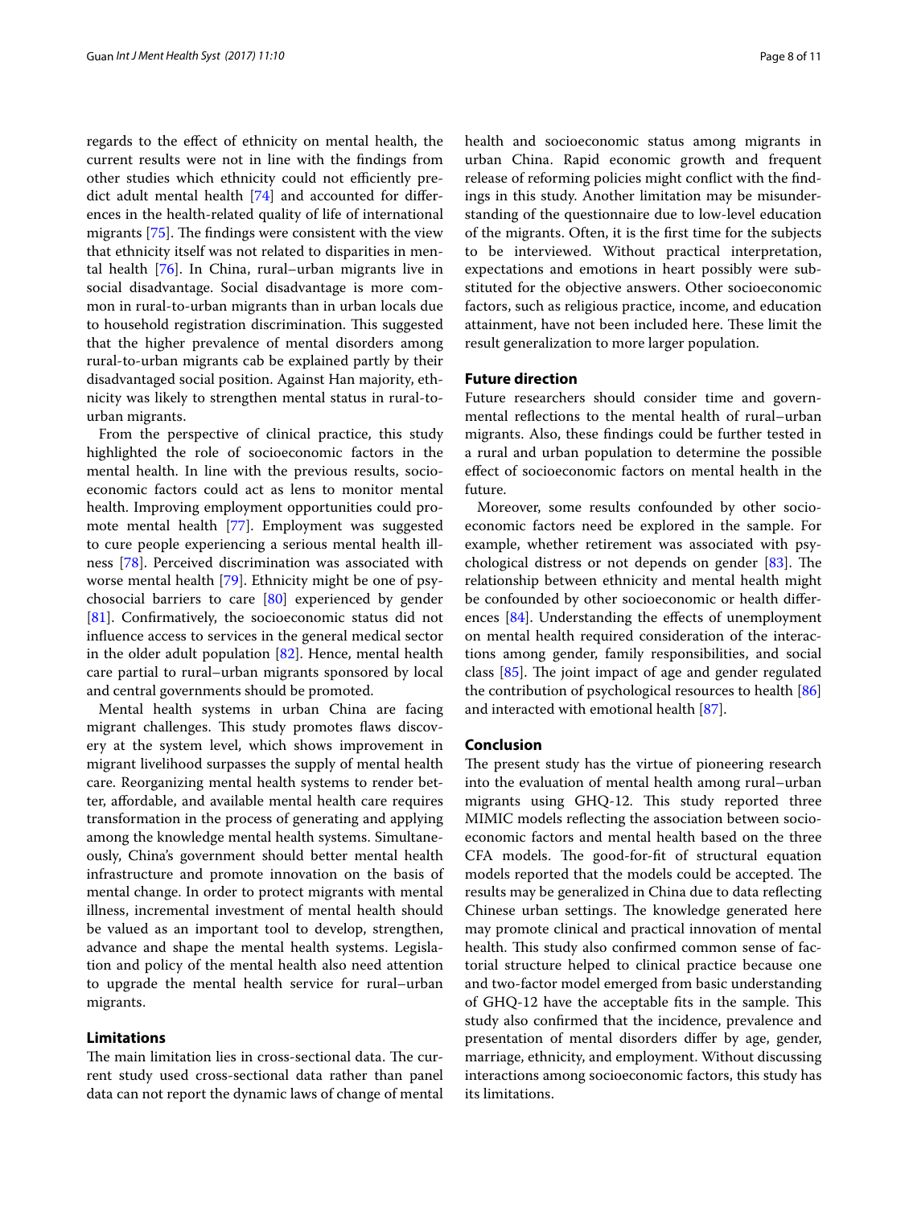regards to the effect of ethnicity on mental health, the current results were not in line with the findings from other studies which ethnicity could not efficiently predict adult mental health [74] and accounted for differences in the health-related quality of life of international migrants [75]. The findings were consistent with the view that ethnicity itself was not related to disparities in mental health [76]. In China, rural–urban migrants live in social disadvantage. Social disadvantage is more common in rural-to-urban migrants than in urban locals due to household registration discrimination. This suggested that the higher prevalence of mental disorders among rural-to-urban migrants cab be explained partly by their disadvantaged social position. Against Han majority, ethnicity was likely to strengthen mental status in rural-to-urban migrants.

From the perspective of clinical practice, this study highlighted the role of socioeconomic factors in the mental health. In line with the previous results, socioeconomic factors could act as lens to monitor mental health. Improving employment opportunities could promote mental health [77]. Employment was suggested to cure people experiencing a serious mental health illness [78]. Perceived discrimination was associated with worse mental health [79]. Ethnicity might be one of psychosocial barriers to care [80] experienced by gender [81]. Confirmatively, the socioeconomic status did not influence access to services in the general medical sector in the older adult population [82]. Hence, mental health care partial to rural–urban migrants sponsored by local and central governments should be promoted.

Mental health systems in urban China are facing migrant challenges. This study promotes flaws discovery at the system level, which shows improvement in migrant livelihood surpasses the supply of mental health care. Reorganizing mental health systems to render better, affordable, and available mental health care requires transformation in the process of generating and applying among the knowledge mental health systems. Simultaneously, China's government should better mental health infrastructure and promote innovation on the basis of mental change. In order to protect migrants with mental illness, incremental investment of mental health should be valued as an important tool to develop, strengthen, advance and shape the mental health systems. Legislation and policy of the mental health also need attention to upgrade the mental health service for rural–urban migrants.

## Limitations

The main limitation lies in cross-sectional data. The current study used cross-sectional data rather than panel data can not report the dynamic laws of change of mental health and socioeconomic status among migrants in urban China. Rapid economic growth and frequent release of reforming policies might conflict with the findings in this study. Another limitation may be misunderstanding of the questionnaire due to low-level education of the migrants. Often, it is the first time for the subjects to be interviewed. Without practical interpretation, expectations and emotions in heart possibly were substituted for the objective answers. Other socioeconomic factors, such as religious practice, income, and education attainment, have not been included here. These limit the result generalization to more larger population.

## Future direction

Future researchers should consider time and governmental reflections to the mental health of rural–urban migrants. Also, these findings could be further tested in a rural and urban population to determine the possible effect of socioeconomic factors on mental health in the future.

Moreover, some results confounded by other socioeconomic factors need be explored in the sample. For example, whether retirement was associated with psychological distress or not depends on gender [83]. The relationship between ethnicity and mental health might be confounded by other socioeconomic or health differences [84]. Understanding the effects of unemployment on mental health required consideration of the interactions among gender, family responsibilities, and social class [85]. The joint impact of age and gender regulated the contribution of psychological resources to health [86] and interacted with emotional health [87].

## Conclusion

The present study has the virtue of pioneering research into the evaluation of mental health among rural–urban migrants using GHQ-12. This study reported three MIMIC models reflecting the association between socioeconomic factors and mental health based on the three CFA models. The good-for-fit of structural equation models reported that the models could be accepted. The results may be generalized in China due to data reflecting Chinese urban settings. The knowledge generated here may promote clinical and practical innovation of mental health. This study also confirmed common sense of factorial structure helped to clinical practice because one and two-factor model emerged from basic understanding of GHQ-12 have the acceptable fits in the sample. This study also confirmed that the incidence, prevalence and presentation of mental disorders differ by age, gender, marriage, ethnicity, and employment. Without discussing interactions among socioeconomic factors, this study has its limitations.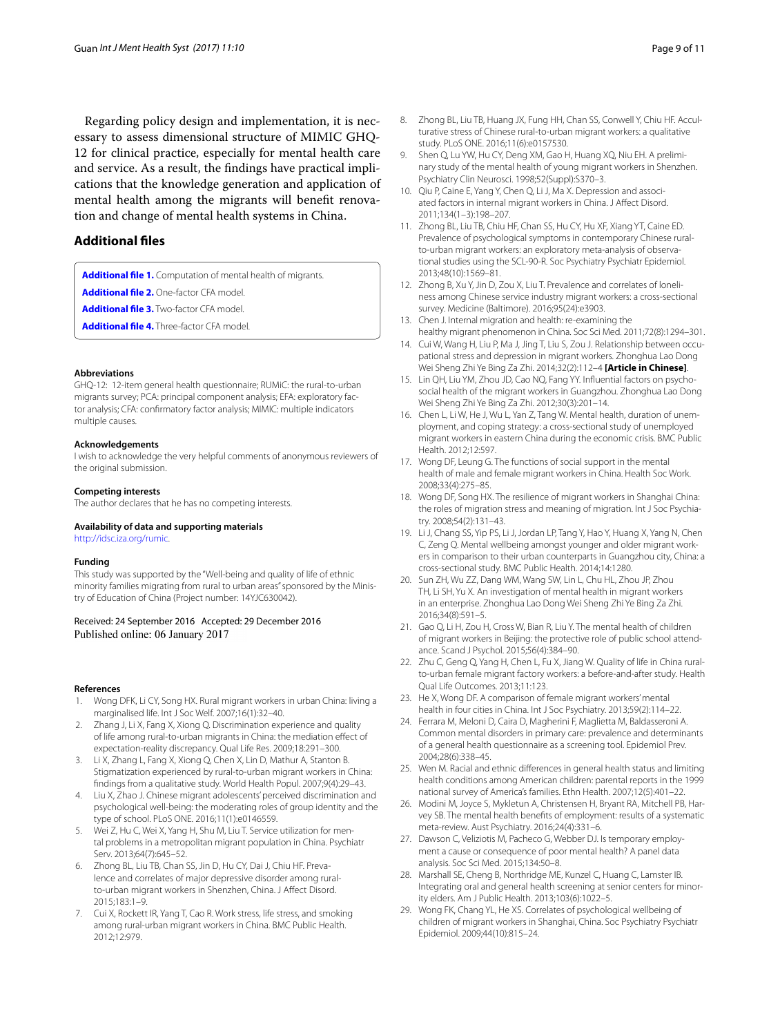Regarding policy design and implementation, it is necessary to assess dimensional structure of MIMIC GHQ-12 for clinical practice, especially for mental health care and service. As a result, the findings have practical implications that the knowledge generation and application of mental health among the migrants will benefit renovation and change of mental health systems in China.

## Additional files

**Additional file 1.** Computation of mental health of migrants.

**Additional file 2.** One-factor CFA model.

**Additional file 3.** Two-factor CFA model.

**Additional file 4.** Three-factor CFA model.

#### Abbreviations

GHQ-12: 12-item general health questionnaire; RUMiC: the rural-to-urban migrants survey; PCA: principal component analysis; EFA: exploratory factor analysis; CFA: confirmatory factor analysis; MIMIC: multiple indicators multiple causes.

#### Acknowledgements

I wish to acknowledge the very helpful comments of anonymous reviewers of the original submission.

#### Competing interests

The author declares that he has no competing interests.

#### Availability of data and supporting materials

http://idsc.iza.org/rumic.

#### Funding

This study was supported by the "Well-being and quality of life of ethnic minority families migrating from rural to urban areas" sponsored by the Ministry of Education of China (Project number: 14YJC630042).

Received: 24 September 2016 Accepted: 29 December 2016
Published online: 06 January 2017

#### References

1. Wong DFK, Li CY, Song HX. Rural migrant workers in urban China: living a marginalised life. Int J Soc Welf. 2007;16(1):32–40.
2. Zhang J, Li X, Fang X, Xiong Q. Discrimination experience and quality of life among rural-to-urban migrants in China: the mediation effect of expectation-reality discrepancy. Qual Life Res. 2009;18:291–300.
3. Li X, Zhang L, Fang X, Xiong Q, Chen X, Lin D, Mathur A, Stanton B. Stigmatization experienced by rural-to-urban migrant workers in China: findings from a qualitative study. World Health Popul. 2007;9(4):29–43.
4. Liu X, Zhao J. Chinese migrant adolescents' perceived discrimination and psychological well-being: the moderating roles of group identity and the type of school. PLoS ONE. 2016;11(1):e0146559.
5. Wei Z, Hu C, Wei X, Yang H, Shu M, Liu T. Service utilization for mental problems in a metropolitan migrant population in China. Psychiatr Serv. 2013;64(7):645–52.
6. Zhong BL, Liu TB, Chan SS, Jin D, Hu CY, Dai J, Chiu HF. Prevalence and correlates of major depressive disorder among rural-to-urban migrant workers in Shenzhen, China. J Affect Disord. 2015;183:1–9.
7. Cui X, Rockett IR, Yang T, Cao R. Work stress, life stress, and smoking among rural-urban migrant workers in China. BMC Public Health. 2012;12:979.
8. Zhong BL, Liu TB, Huang JX, Fung HH, Chan SS, Conwell Y, Chiu HF. Acculturative stress of Chinese rural-to-urban migrant workers: a qualitative study. PLoS ONE. 2016;11(6):e0157530.
9. Shen Q, Lu YW, Hu CY, Deng XM, Gao H, Huang XQ, Niu EH. A preliminary study of the mental health of young migrant workers in Shenzhen. Psychiatry Clin Neurosci. 1998;52(Suppl):S370–3.
10. Qiu P, Caine E, Yang Y, Chen Q, Li J, Ma X. Depression and associated factors in internal migrant workers in China. J Affect Disord. 2011;134(1–3):198–207.
11. Zhong BL, Liu TB, Chiu HF, Chan SS, Hu CY, Hu XF, Xiang YT, Caine ED. Prevalence of psychological symptoms in contemporary Chinese rural-to-urban migrant workers: an exploratory meta-analysis of observational studies using the SCL-90-R. Soc Psychiatry Psychiatr Epidemiol. 2013;48(10):1569–81.
12. Zhong B, Xu Y, Jin D, Zou X, Liu T. Prevalence and correlates of loneliness among Chinese service industry migrant workers: a cross-sectional survey. Medicine (Baltimore). 2016;95(24):e3903.
13. Chen J. Internal migration and health: re-examining the healthy migrant phenomenon in China. Soc Sci Med. 2011;72(8):1294–301.
14. Cui W, Wang H, Liu P, Ma J, Jing T, Liu S, Zou J. Relationship between occupational stress and depression in migrant workers. Zhonghua Lao Dong Wei Sheng Zhi Ye Bing Za Zhi. 2014;32(2):112–4 **[Article in Chinese]**.
15. Lin QH, Liu YM, Zhou JD, Cao NQ, Fang YY. Influential factors on psychosocial health of the migrant workers in Guangzhou. Zhonghua Lao Dong Wei Sheng Zhi Ye Bing Za Zhi. 2012;30(3):201–14.
16. Chen L, Li W, He J, Wu L, Yan Z, Tang W. Mental health, duration of unemployment, and coping strategy: a cross-sectional study of unemployed migrant workers in eastern China during the economic crisis. BMC Public Health. 2012;12:597.
17. Wong DF, Leung G. The functions of social support in the mental health of male and female migrant workers in China. Health Soc Work. 2008;33(4):275–85.
18. Wong DF, Song HX. The resilience of migrant workers in Shanghai China: the roles of migration stress and meaning of migration. Int J Soc Psychiatry. 2008;54(2):131–43.
19. Li J, Chang SS, Yip PS, Li J, Jordan LP, Tang Y, Hao Y, Huang X, Yang N, Chen C, Zeng Q. Mental wellbeing amongst younger and older migrant workers in comparison to their urban counterparts in Guangzhou city, China: a cross-sectional study. BMC Public Health. 2014;14:1280.
20. Sun ZH, Wu ZZ, Dang WM, Wang SW, Lin L, Chu HL, Zhou JP, Zhou TH, Li SH, Yu X. An investigation of mental health in migrant workers in an enterprise. Zhonghua Lao Dong Wei Sheng Zhi Ye Bing Za Zhi. 2016;34(8):591–5.
21. Gao Q, Li H, Zou H, Cross W, Bian R, Liu Y. The mental health of children of migrant workers in Beijing: the protective role of public school attendance. Scand J Psychol. 2015;56(4):384–90.
22. Zhu C, Geng Q, Yang H, Chen L, Fu X, Jiang W. Quality of life in China rural-to-urban female migrant factory workers: a before-and-after study. Health Qual Life Outcomes. 2013;11:123.
23. He X, Wong DF. A comparison of female migrant workers' mental health in four cities in China. Int J Soc Psychiatry. 2013;59(2):114–22.
24. Ferrara M, Meloni D, Caira D, Magherini F, Maglietta M, Baldasseroni A. Common mental disorders in primary care: prevalence and determinants of a general health questionnaire as a screening tool. Epidemiol Prev. 2004;28(6):338–45.
25. Wen M. Racial and ethnic differences in general health status and limiting health conditions among American children: parental reports in the 1999 national survey of America's families. Ethn Health. 2007;12(5):401–22.
26. Modini M, Joyce S, Mykletun A, Christensen H, Bryant RA, Mitchell PB, Harvey SB. The mental health benefits of employment: results of a systematic meta-review. Aust Psychiatry. 2016;24(4):331–6.
27. Dawson C, Veliziotis M, Pacheco G, Webber DJ. Is temporary employment a cause or consequence of poor mental health? A panel data analysis. Soc Sci Med. 2015;134:50–8.
28. Marshall SE, Cheng B, Northridge ME, Kunzel C, Huang C, Lamster IB. Integrating oral and general health screening at senior centers for minority elders. Am J Public Health. 2013;103(6):1022–5.
29. Wong FK, Chang YL, He XS. Correlates of psychological wellbeing of children of migrant workers in Shanghai, China. Soc Psychiatry Psychiatr Epidemiol. 2009;44(10):815–24.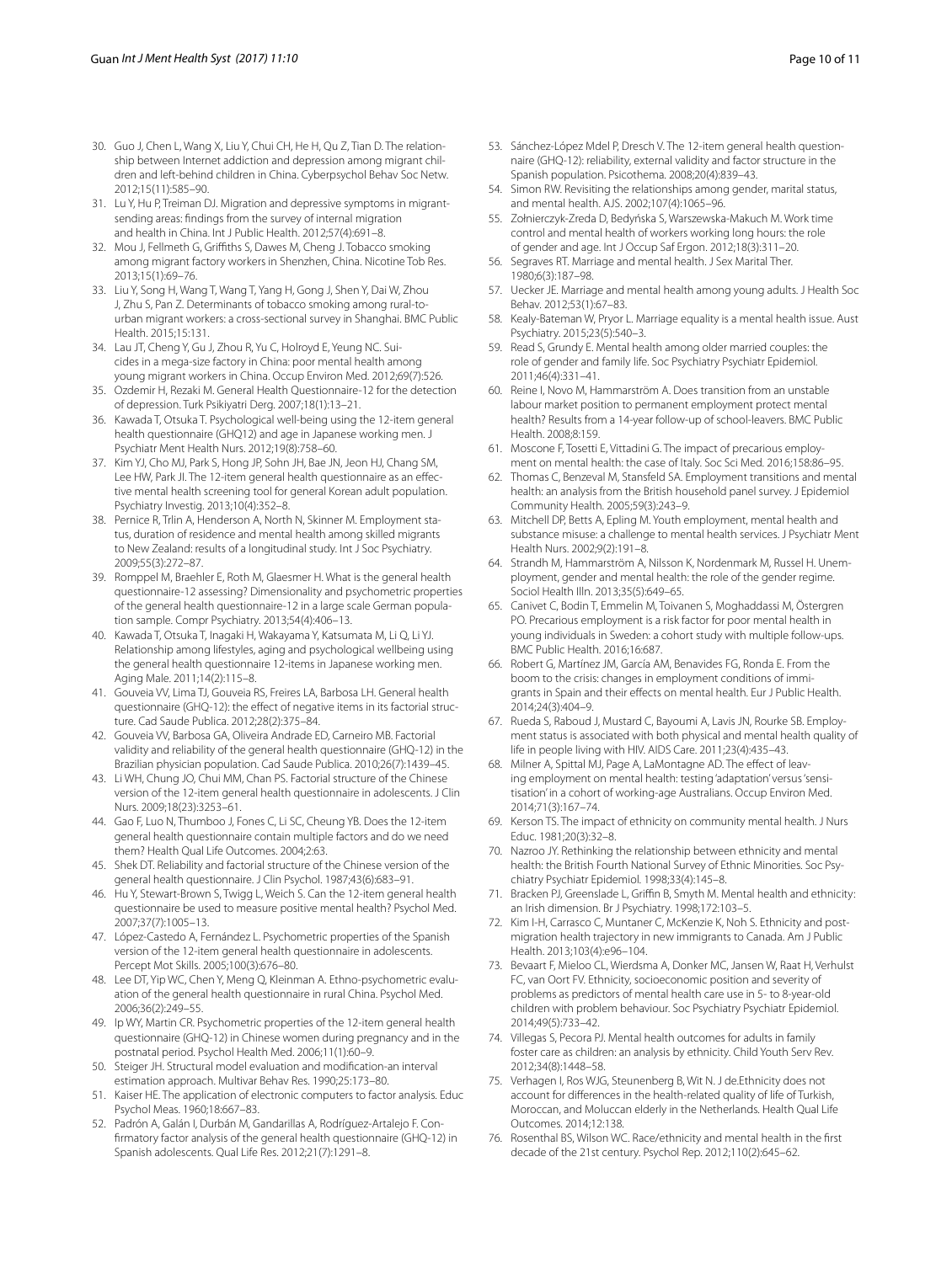30. Guo J, Chen L, Wang X, Liu Y, Chui CH, He H, Qu Z, Tian D. The relationship between Internet addiction and depression among migrant children and left-behind children in China. Cyberpsychol Behav Soc Netw. 2012;15(11):585–90.
31. Lu Y, Hu P, Treiman DJ. Migration and depressive symptoms in migrant-sending areas: findings from the survey of internal migration and health in China. Int J Public Health. 2012;57(4):691–8.
32. Mou J, Fellmeth G, Griffiths S, Dawes M, Cheng J. Tobacco smoking among migrant factory workers in Shenzhen, China. Nicotine Tob Res. 2013;15(1):69–76.
33. Liu Y, Song H, Wang T, Wang T, Yang H, Gong J, Shen Y, Dai W, Zhou J, Zhu S, Pan Z. Determinants of tobacco smoking among rural-to-urban migrant workers: a cross-sectional survey in Shanghai. BMC Public Health. 2015;15:131.
34. Lau JT, Cheng Y, Gu J, Zhou R, Yu C, Holroyd E, Yeung NC. Suicides in a mega-size factory in China: poor mental health among young migrant workers in China. Occup Environ Med. 2012;69(7):526.
35. Ozdemir H, Rezaki M. General Health Questionnaire-12 for the detection of depression. Turk Psikiyatri Derg. 2007;18(1):13–21.
36. Kawada T, Otsuka T. Psychological well-being using the 12-item general health questionnaire (GHQ12) and age in Japanese working men. J Psychiatr Ment Health Nurs. 2012;19(8):758–60.
37. Kim YJ, Cho MJ, Park S, Hong JP, Sohn JH, Bae JN, Jeon HJ, Chang SM, Lee HW, Park JI. The 12-item general health questionnaire as an effective mental health screening tool for general Korean adult population. Psychiatry Investig. 2013;10(4):352–8.
38. Pernice R, Trlin A, Henderson A, North N, Skinner M. Employment status, duration of residence and mental health among skilled migrants to New Zealand: results of a longitudinal study. Int J Soc Psychiatry. 2009;55(3):272–87.
39. Romppel M, Braehler E, Roth M, Glaesmer H. What is the general health questionnaire-12 assessing? Dimensionality and psychometric properties of the general health questionnaire-12 in a large scale German population sample. Compr Psychiatry. 2013;54(4):406–13.
40. Kawada T, Otsuka T, Inagaki H, Wakayama Y, Katsumata M, Li Q, Li YJ. Relationship among lifestyles, aging and psychological wellbeing using the general health questionnaire 12-items in Japanese working men. Aging Male. 2011;14(2):115–8.
41. Gouveia VV, Lima TJ, Gouveia RS, Freires LA, Barbosa LH. General health questionnaire (GHQ-12): the effect of negative items in its factorial structure. Cad Saude Publica. 2012;28(2):375–84.
42. Gouveia VV, Barbosa GA, Oliveira Andrade ED, Carneiro MB. Factorial validity and reliability of the general health questionnaire (GHQ-12) in the Brazilian physician population. Cad Saude Publica. 2010;26(7):1439–45.
43. Li WH, Chung JO, Chui MM, Chan PS. Factorial structure of the Chinese version of the 12-item general health questionnaire in adolescents. J Clin Nurs. 2009;18(23):3253–61.
44. Gao F, Luo N, Thumboo J, Fones C, Li SC, Cheung YB. Does the 12-item general health questionnaire contain multiple factors and do we need them? Health Qual Life Outcomes. 2004;2:63.
45. Shek DT. Reliability and factorial structure of the Chinese version of the general health questionnaire. J Clin Psychol. 1987;43(6):683–91.
46. Hu Y, Stewart-Brown S, Twigg L, Weich S. Can the 12-item general health questionnaire be used to measure positive mental health? Psychol Med. 2007;37(7):1005–13.
47. López-Castedo A, Fernández L. Psychometric properties of the Spanish version of the 12-item general health questionnaire in adolescents. Percept Mot Skills. 2005;100(3):676–80.
48. Lee DT, Yip WC, Chen Y, Meng Q, Kleinman A. Ethno-psychometric evaluation of the general health questionnaire in rural China. Psychol Med. 2006;36(2):249–55.
49. Ip WY, Martin CR. Psychometric properties of the 12-item general health questionnaire (GHQ-12) in Chinese women during pregnancy and in the postnatal period. Psychol Health Med. 2006;11(1):60–9.
50. Steiger JH. Structural model evaluation and modification-an interval estimation approach. Multivar Behav Res. 1990;25:173–80.
51. Kaiser HE. The application of electronic computers to factor analysis. Educ Psychol Meas. 1960;18:667–83.
52. Padrón A, Galán I, Durbán M, Gandarillas A, Rodríguez-Artalejo F. Confirmatory factor analysis of the general health questionnaire (GHQ-12) in Spanish adolescents. Qual Life Res. 2012;21(7):1291–8.
53. Sánchez-López Mdel P, Dresch V. The 12-item general health questionnaire (GHQ-12): reliability, external validity and factor structure in the Spanish population. Psicothema. 2008;20(4):839–43.
54. Simon RW. Revisiting the relationships among gender, marital status, and mental health. AJS. 2002;107(4):1065–96.
55. Żołnierczyk-Zreda D, Bedyńska S, Warszewska-Makuch M. Work time control and mental health of workers working long hours: the role of gender and age. Int J Occup Saf Ergon. 2012;18(3):311–20.
56. Segraves RT. Marriage and mental health. J Sex Marital Ther. 1980;6(3):187–98.
57. Uecker JE. Marriage and mental health among young adults. J Health Soc Behav. 2012;53(1):67–83.
58. Kealy-Bateman W, Pryor L. Marriage equality is a mental health issue. Aust Psychiatry. 2015;23(5):540–3.
59. Read S, Grundy E. Mental health among older married couples: the role of gender and family life. Soc Psychiatry Psychiatr Epidemiol. 2011;46(4):331–41.
60. Reine I, Novo M, Hammarström A. Does transition from an unstable labour market position to permanent employment protect mental health? Results from a 14-year follow-up of school-leavers. BMC Public Health. 2008;8:159.
61. Moscone F, Tosetti E, Vittadini G. The impact of precarious employment on mental health: the case of Italy. Soc Sci Med. 2016;158:86–95.
62. Thomas C, Benzeval M, Stansfeld SA. Employment transitions and mental health: an analysis from the British household panel survey. J Epidemiol Community Health. 2005;59(3):243–9.
63. Mitchell DP, Betts A, Epling M. Youth employment, mental health and substance misuse: a challenge to mental health services. J Psychiatr Ment Health Nurs. 2002;9(2):191–8.
64. Strandh M, Hammarström A, Nilsson K, Nordenmark M, Russel H. Unemployment, gender and mental health: the role of the gender regime. Sociol Health Illn. 2013;35(5):649–65.
65. Canivet C, Bodin T, Emmelin M, Toivanen S, Moghaddassi M, Östergren PO. Precarious employment is a risk factor for poor mental health in young individuals in Sweden: a cohort study with multiple follow-ups. BMC Public Health. 2016;16:687.
66. Robert G, Martínez JM, García AM, Benavides FG, Ronda E. From the boom to the crisis: changes in employment conditions of immigrants in Spain and their effects on mental health. Eur J Public Health. 2014;24(3):404–9.
67. Rueda S, Raboud J, Mustard C, Bayoumi A, Lavis JN, Rourke SB. Employment status is associated with both physical and mental health quality of life in people living with HIV. AIDS Care. 2011;23(4):435–43.
68. Milner A, Spittal MJ, Page A, LaMontagne AD. The effect of leaving employment on mental health: testing 'adaptation' versus 'sensitisation' in a cohort of working-age Australians. Occup Environ Med. 2014;71(3):167–74.
69. Kerson TS. The impact of ethnicity on community mental health. J Nurs Educ. 1981;20(3):32–8.
70. Nazroo JY. Rethinking the relationship between ethnicity and mental health: the British Fourth National Survey of Ethnic Minorities. Soc Psychiatry Psychiatr Epidemiol. 1998;33(4):145–8.
71. Bracken PJ, Greenslade L, Griffin B, Smyth M. Mental health and ethnicity: an Irish dimension. Br J Psychiatry. 1998;172:103–5.
72. Kim I-H, Carrasco C, Muntaner C, McKenzie K, Noh S. Ethnicity and post-migration health trajectory in new immigrants to Canada. Am J Public Health. 2013;103(4):e96–104.
73. Bevaart F, Mieloo CL, Wierdsma A, Donker MC, Jansen W, Raat H, Verhulst FC, van Oort FV. Ethnicity, socioeconomic position and severity of problems as predictors of mental health care use in 5- to 8-year-old children with problem behaviour. Soc Psychiatry Psychiatr Epidemiol. 2014;49(5):733–42.
74. Villegas S, Pecora PJ. Mental health outcomes for adults in family foster care as children: an analysis by ethnicity. Child Youth Serv Rev. 2012;34(8):1448–58.
75. Verhagen I, Ros WJG, Steunenberg B, Wit N. J de.Ethnicity does not account for differences in the health-related quality of life of Turkish, Moroccan, and Moluccan elderly in the Netherlands. Health Qual Life Outcomes. 2014;12:138.
76. Rosenthal BS, Wilson WC. Race/ethnicity and mental health in the first decade of the 21st century. Psychol Rep. 2012;110(2):645–62.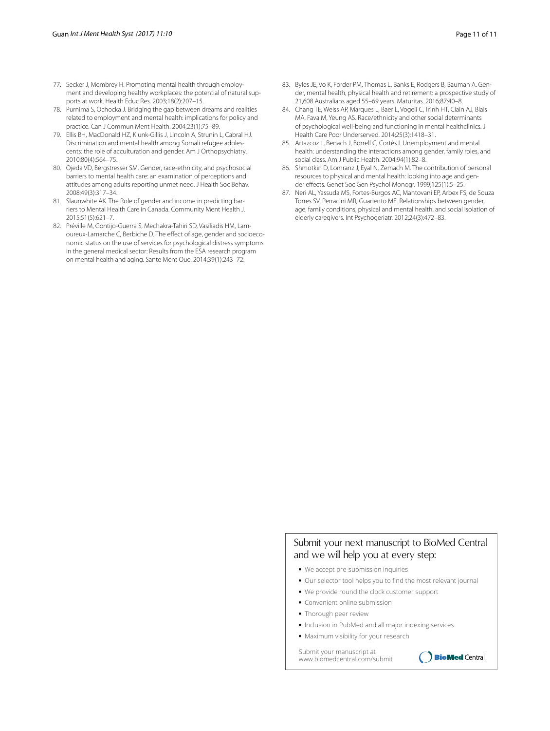77. Secker J, Membrey H. Promoting mental health through employment and developing healthy workplaces: the potential of natural supports at work. Health Educ Res. 2003;18(2):207–15.
78. Purnima S, Ochocka J. Bridging the gap between dreams and realities related to employment and mental health: implications for policy and practice. Can J Commun Ment Health. 2004;23(1):75–89.
79. Ellis BH, MacDonald HZ, Klunk-Gillis J, Lincoln A, Strunin L, Cabral HJ. Discrimination and mental health among Somali refugee adolescents: the role of acculturation and gender. Am J Orthopsychiatry. 2010;80(4):564–75.
80. Ojeda VD, Bergstresser SM. Gender, race-ethnicity, and psychosocial barriers to mental health care: an examination of perceptions and attitudes among adults reporting unmet need. J Health Soc Behav. 2008;49(3):317–34.
81. Slaunwhite AK. The Role of gender and income in predicting barriers to Mental Health Care in Canada. Community Ment Health J. 2015;51(5):621–7.
82. Préville M, Gontijo-Guerra S, Mechakra-Tahiri SD, Vasiliadis HM, Lamoureux-Lamarche C, Berbiche D. The effect of age, gender and socioeconomic status on the use of services for psychological distress symptoms in the general medical sector: Results from the ESA research program on mental health and aging. Sante Ment Que. 2014;39(1):243–72.
83. Byles JE, Vo K, Forder PM, Thomas L, Banks E, Rodgers B, Bauman A. Gender, mental health, physical health and retirement: a prospective study of 21,608 Australians aged 55–69 years. Maturitas. 2016;87:40–8.
84. Chang TE, Weiss AP, Marques L, Baer L, Vogeli C, Trinh HT, Clain AJ, Blais MA, Fava M, Yeung AS. Race/ethnicity and other social determinants of psychological well-being and functioning in mental healthclinics. J Health Care Poor Underserved. 2014;25(3):1418–31.
85. Artazcoz L, Benach J, Borrell C, Cortès I. Unemployment and mental health: understanding the interactions among gender, family roles, and social class. Am J Public Health. 2004;94(1):82–8.
86. Shmotkin D, Lomranz J, Eyal N, Zemach M. The contribution of personal resources to physical and mental health: looking into age and gender effects. Genet Soc Gen Psychol Monogr. 1999;125(1):5–25.
87. Neri AL, Yassuda MS, Fortes-Burgos AC, Mantovani EP, Arbex FS, de Souza Torres SV, Perracini MR, Guariento ME. Relationships between gender, age, family conditions, physical and mental health, and social isolation of elderly caregivers. Int Psychogeriatr. 2012;24(3):472–83.

Submit your next manuscript to BioMed Central and we will help you at every step:

- We accept pre-submission inquiries
- Our selector tool helps you to find the most relevant journal
- We provide round the clock customer support
- Convenient online submission
- Thorough peer review
- Inclusion in PubMed and all major indexing services
- Maximum visibility for your research

Submit your manuscript at
www.biomedcentral.com/submit

BioMed Central